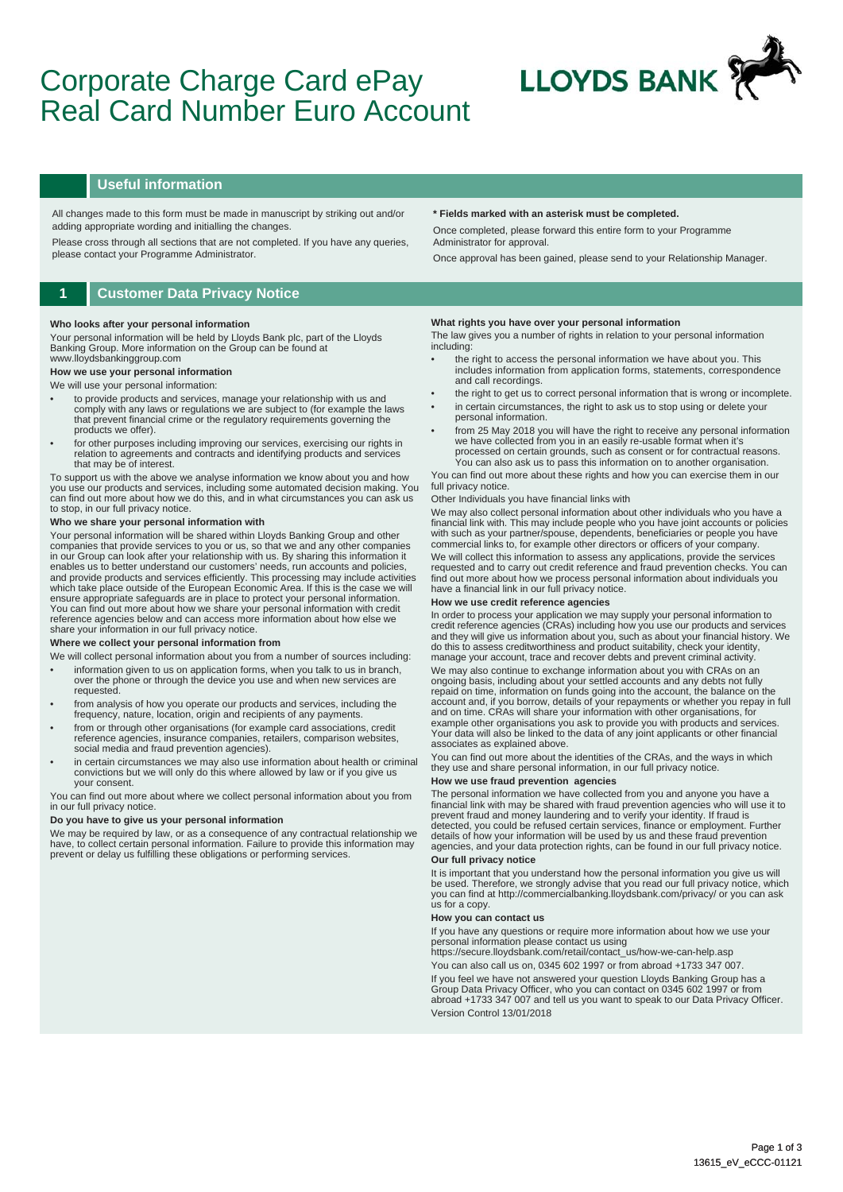# Corporate Charge Card ePay Real Card Number Euro Account

LLOYDS BANK

## Useful information

All changes made to this form must be made in manuscript by striking out and/or adding appropriate wording and initialling the changes.

Please cross through all sections that are not completed. If you have any queries, please contact your Programme Administrator.

**\* Fields marked with an asterisk must be completed.**

Once completed, please forward this entire form to your Programme Administrator for approval.

Once approval has been gained, please send to your Relationship Manager.

## 1 Customer Data Privacy Notice

**Who looks after your personal information**

Your personal information will be held by Lloyds Bank plc, part of the Lloyds Banking Group. More information on the Group can be found at www.lloydsbankinggroup.com

**How we use your personal information**

We will use your personal information:

- to provide products and services, manage your relationship with us and comply with any laws or regulations we are subject to (for example the laws that prevent financial crime or the regulatory requirements governing the products we offer).
- for other purposes including improving our services, exercising our rights in relation to agreements and contracts and identifying products and services that may be of interest.

To support us with the above we analyse information we know about you and how you use our products and services, including some automated decision making. You can find out more about how we do this, and in what circumstances you can ask us to stop, in our full privacy notice.

**Who we share your personal information with**

Your personal information will be shared within Lloyds Banking Group and other companies that provide services to you or us, so that we and any other companies in our Group can look after your relationship with us. By sharing this information it enables us to better understand our customers' needs, run accounts and policies, and provide products and services efficiently. This processing may include activities which take place outside of the European Economic Area. If this is the case we will ensure appropriate safeguards are in place to protect your personal information. You can find out more about how we share your personal information with credit reference agencies below and can access more information about how else we share your information in our full privacy notice.

**Where we collect your personal information from**

We will collect personal information about you from a number of sources including:

- information given to us on application forms, when you talk to us in branch, over the phone or through the device you use and when new services are requested.
- from analysis of how you operate our products and services, including the frequency, nature, location, origin and recipients of any payments.
- from or through other organisations (for example card associations, credit reference agencies, insurance companies, retailers, comparison websites, social media and fraud prevention agencies).
- in certain circumstances we may also use information about health or criminal convictions but we will only do this where allowed by law or if you give us your consent.

You can find out more about where we collect personal information about you from in our full privacy notice.

**Do you have to give us your personal information**

We may be required by law, or as a consequence of any contractual relationship we have, to collect certain personal information. Failure to provide this information may prevent or delay us fulfilling these obligations or performing services.

**What rights you have over your personal information**

The law gives you a number of rights in relation to your personal information including:

- the right to access the personal information we have about you. This includes information from application forms, statements, correspondence and call recordings.
- the right to get us to correct personal information that is wrong or incomplete.
- in certain circumstances, the right to ask us to stop using or delete your personal information.
- from 25 May 2018 you will have the right to receive any personal information we have collected from you in an easily re-usable format when it's processed on certain grounds, such as consent or for contractual reasons. You can also ask us to pass this information on to another organisation.

You can find out more about these rights and how you can exercise them in our full privacy notice.

Other Individuals you have financial links with

We may also collect personal information about other individuals who you have a financial link with. This may include people who you have joint accounts or policies with such as your partner/spouse, dependents, beneficiaries or people you have commercial links to, for example other directors or officers of your company.

We will collect this information to assess any applications, provide the services requested and to carry out credit reference and fraud prevention checks. You can find out more about how we process personal information about individuals you have a financial link in our full privacy notice.

**How we use credit reference agencies**

In order to process your application we may supply your personal information to credit reference agencies (CRAs) including how you use our products and services and they will give us information about you, such as about your financial history. We do this to assess creditworthiness and product suitability, check your identity, manage your account, trace and recover debts and prevent criminal activity.

We may also continue to exchange information about you with CRAs on an ongoing basis, including about your settled accounts and any debts not fully repaid on time, information on funds going into the account, the balance on the account and, if you borrow, details of your repayments or whether you repay in full and on time. CRAs will share your information with other organisations, for example other organisations you ask to provide you with products and services. Your data will also be linked to the data of any joint applicants or other financial associates as explained above.

You can find out more about the identities of the CRAs, and the ways in which they use and share personal information, in our full privacy notice.

**How we use fraud prevention agencies**

The personal information we have collected from you and anyone you have a financial link with may be shared with fraud prevention agencies who will use it to prevent fraud and money laundering and to verify your identity. If fraud is detected, you could be refused certain services, finance or employment. Further details of how your information will be used by us and these fraud prevention agencies, and your data protection rights, can be found in our full privacy notice.

**Our full privacy notice**

It is important that you understand how the personal information you give us will be used. Therefore, we strongly advise that you read our full privacy notice, which you can find at http://commercialbanking.lloydsbank.com/privacy/ or you can ask us for a copy.

**How you can contact us**

If you have any questions or require more information about how we use your personal information please contact us using https://secure.lloydsbank.com/retail/contact_us/how-we-can-help.asp

You can also call us on, 0345 602 1997 or from abroad +1733 347 007.

If you feel we have not answered your question Lloyds Banking Group has a Group Data Privacy Officer, who you can contact on 0345 602 1997 or from abroad +1733 347 007 and tell us you want to speak to our Data Privacy Officer.

Version Control 13/01/2018

13615_eV_eCCC-01121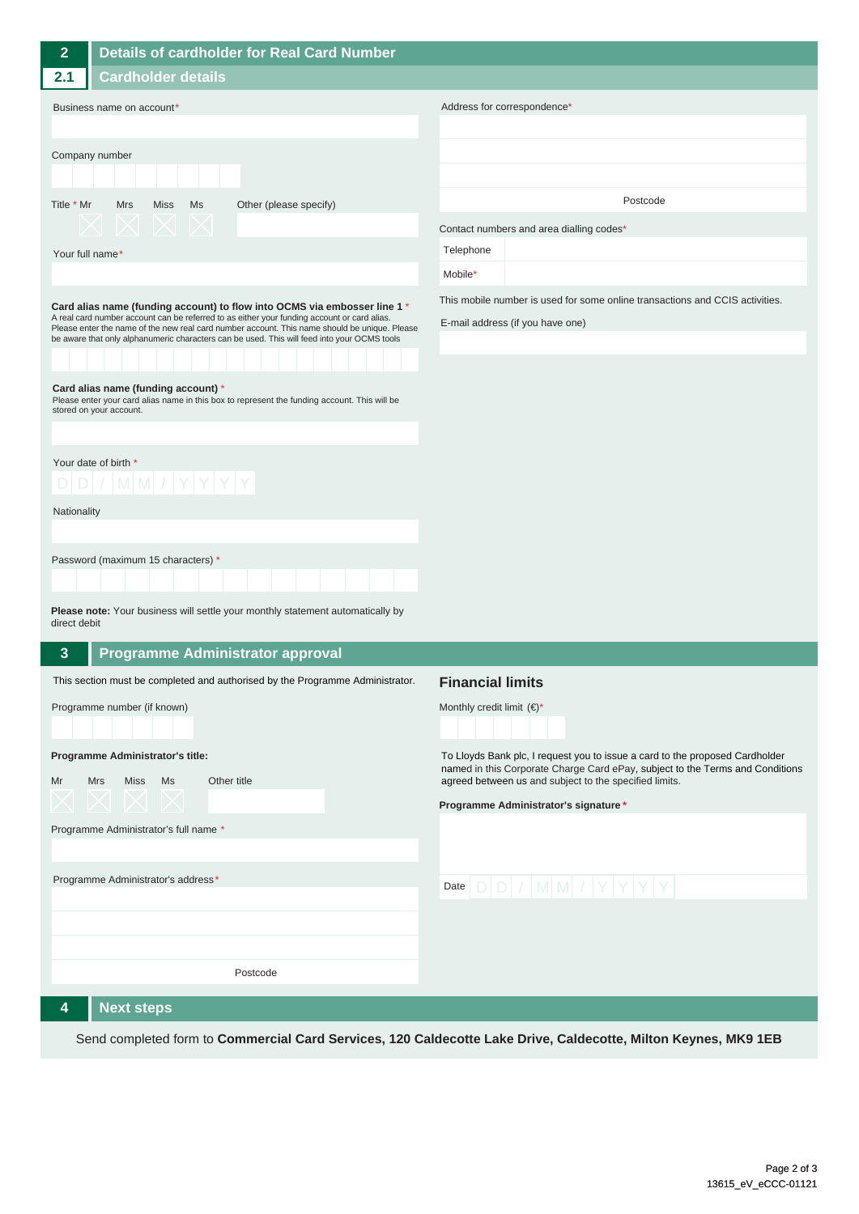## 2 Details of cardholder for Real Card Number

### 2.1 Cardholder details

Business name on account*

Company number

Title * Mr Mrs Miss Ms Other (please specify)

Your full name*

**Card alias name (funding account) to flow into OCMS via embosser line 1** *
A real card number account can be referred to as either your funding account or card alias. Please enter the name of the new real card number account. This name should be unique. Please be aware that only alphanumeric characters can be used. This will feed into your OCMS tools

**Card alias name (funding account)** *
Please enter your card alias name in this box to represent the funding account. This will be stored on your account.

Your date of birth * D D / M M / Y Y Y Y

Nationality

Password (maximum 15 characters) *

**Please note:** Your business will settle your monthly statement automatically by direct debit

Address for correspondence*

Postcode

Contact numbers and area dialling codes*

| Telephone | |
|---|---|
| Mobile* | |

This mobile number is used for some online transactions and CCIS activities.

E-mail address (if you have one)

## 3 Programme Administrator approval

This section must be completed and authorised by the Programme Administrator.

Programme number (if known)

**Programme Administrator's title:**

Mr Mrs Miss Ms Other title

Programme Administrator's full name *

Programme Administrator's address*

Postcode

### Financial limits

Monthly credit limit (€)*

To Lloyds Bank plc, I request you to issue a card to the proposed Cardholder named in this Corporate Charge Card ePay, subject to the Terms and Conditions agreed between us and subject to the specified limits.

**Programme Administrator's signature** *

Date D D / M M / Y Y Y Y

## 4 Next steps

Send completed form to **Commercial Card Services, 120 Caldecotte Lake Drive, Caldecotte, Milton Keynes, MK9 1EB**

13615_eV_eCCC-01121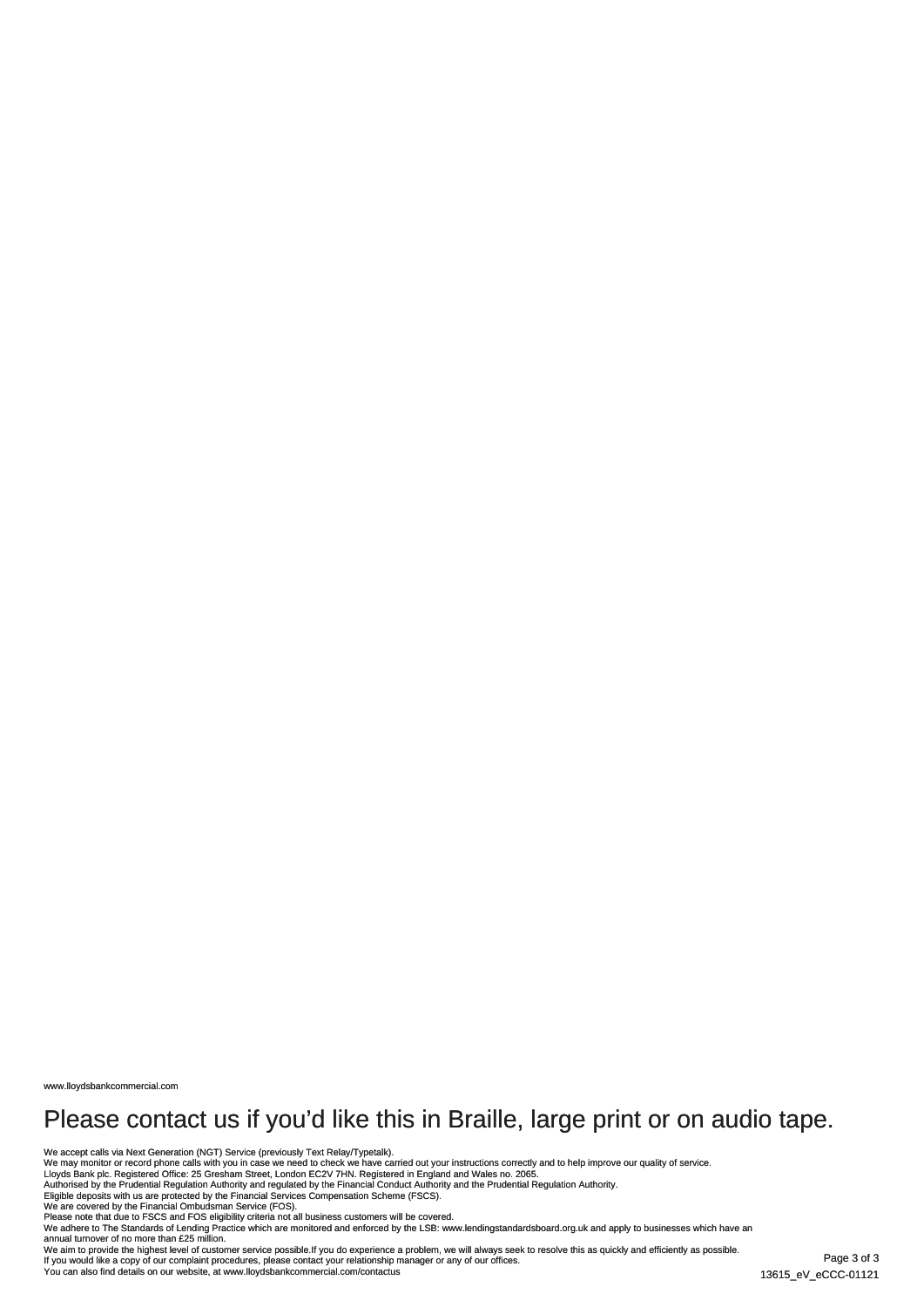www.lloydsbankcommercial.com

# Please contact us if you'd like this in Braille, large print or on audio tape.

We accept calls via Next Generation (NGT) Service (previously Text Relay/Typetalk).
We may monitor or record phone calls with you in case we need to check we have carried out your instructions correctly and to help improve our quality of service.
Lloyds Bank plc. Registered Office: 25 Gresham Street, London EC2V 7HN. Registered in England and Wales no. 2065.
Authorised by the Prudential Regulation Authority and regulated by the Financial Conduct Authority and the Prudential Regulation Authority.
Eligible deposits with us are protected by the Financial Services Compensation Scheme (FSCS).
We are covered by the Financial Ombudsman Service (FOS).
Please note that due to FSCS and FOS eligibility criteria not all business customers will be covered.
We adhere to The Standards of Lending Practice which are monitored and enforced by the LSB: www.lendingstandardsboard.org.uk and apply to businesses which have an annual turnover of no more than £25 million.
We aim to provide the highest level of customer service possible.If you do experience a problem, we will always seek to resolve this as quickly and efficiently as possible.
If you would like a copy of our complaint procedures, please contact your relationship manager or any of our offices.
You can also find details on our website, at www.lloydsbankcommercial.com/contactus

13615_eV_eCCC-01121